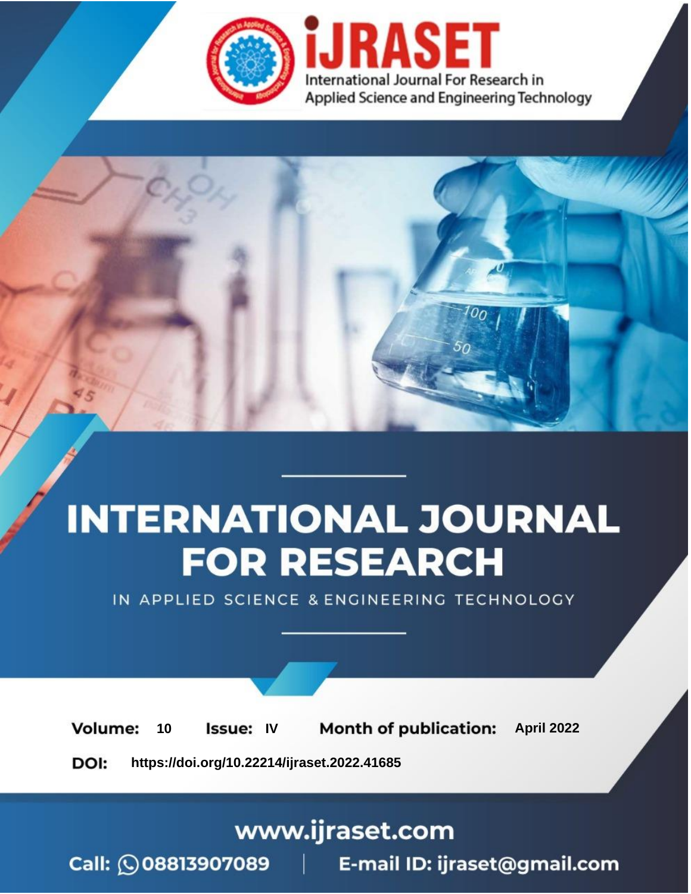iJRASET

International Journal For Research in Applied Science and Engineering Technology

# INTERNATIONAL JOURNAL FOR RESEARCH

IN APPLIED SCIENCE & ENGINEERING TECHNOLOGY

**Volume:** 10 **Issue:** IV **Month of publication:** April 2022

**DOI:** https://doi.org/10.22214/ijraset.2022.41685

www.ijraset.com

Call: 08813907089 | E-mail ID: ijraset@gmail.com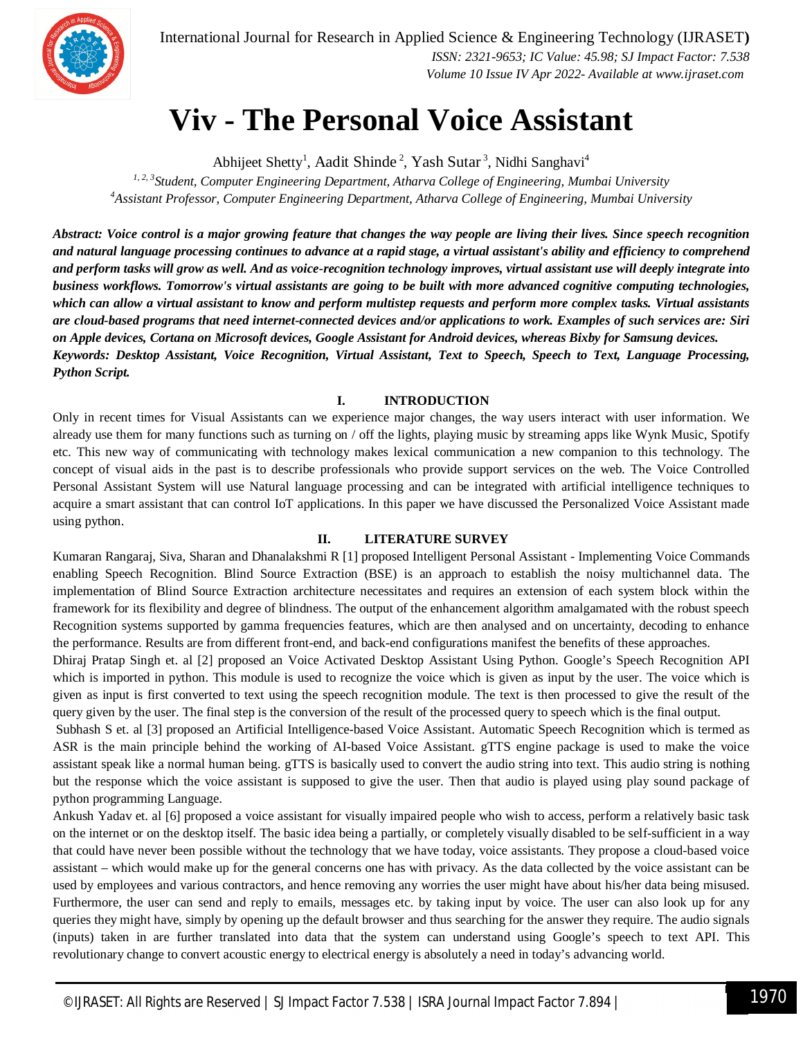# Viv - The Personal Voice Assistant

Abhijeet Shetty[1], Aadit Shinde[2], Yash Sutar[3], Nidhi Sanghavi[4]

*[1, 2, 3]Student, Computer Engineering Department, Atharva College of Engineering, Mumbai University*
*[4]Assistant Professor, Computer Engineering Department, Atharva College of Engineering, Mumbai University*

***Abstract:** Voice control is a major growing feature that changes the way people are living their lives. Since speech recognition and natural language processing continues to advance at a rapid stage, a virtual assistant's ability and efficiency to comprehend and perform tasks will grow as well. And as voice-recognition technology improves, virtual assistant use will deeply integrate into business workflows. Tomorrow's virtual assistants are going to be built with more advanced cognitive computing technologies, which can allow a virtual assistant to know and perform multistep requests and perform more complex tasks. Virtual assistants are cloud-based programs that need internet-connected devices and/or applications to work. Examples of such services are: Siri on Apple devices, Cortana on Microsoft devices, Google Assistant for Android devices, whereas Bixby for Samsung devices.*

***Keywords:** Desktop Assistant, Voice Recognition, Virtual Assistant, Text to Speech, Speech to Text, Language Processing, Python Script.*

## I. INTRODUCTION

Only in recent times for Visual Assistants can we experience major changes, the way users interact with user information. We already use them for many functions such as turning on / off the lights, playing music by streaming apps like Wynk Music, Spotify etc. This new way of communicating with technology makes lexical communication a new companion to this technology. The concept of visual aids in the past is to describe professionals who provide support services on the web. The Voice Controlled Personal Assistant System will use Natural language processing and can be integrated with artificial intelligence techniques to acquire a smart assistant that can control IoT applications. In this paper we have discussed the Personalized Voice Assistant made using python.

## II. LITERATURE SURVEY

Kumaran Rangaraj, Siva, Sharan and Dhanalakshmi R [1] proposed Intelligent Personal Assistant - Implementing Voice Commands enabling Speech Recognition. Blind Source Extraction (BSE) is an approach to establish the noisy multichannel data. The implementation of Blind Source Extraction architecture necessitates and requires an extension of each system block within the framework for its flexibility and degree of blindness. The output of the enhancement algorithm amalgamated with the robust speech Recognition systems supported by gamma frequencies features, which are then analysed and on uncertainty, decoding to enhance the performance. Results are from different front-end, and back-end configurations manifest the benefits of these approaches.

Dhiraj Pratap Singh et. al [2] proposed an Voice Activated Desktop Assistant Using Python. Google's Speech Recognition API which is imported in python. This module is used to recognize the voice which is given as input by the user. The voice which is given as input is first converted to text using the speech recognition module. The text is then processed to give the result of the query given by the user. The final step is the conversion of the result of the processed query to speech which is the final output.

Subhash S et. al [3] proposed an Artificial Intelligence-based Voice Assistant. Automatic Speech Recognition which is termed as ASR is the main principle behind the working of AI-based Voice Assistant. gTTS engine package is used to make the voice assistant speak like a normal human being. gTTS is basically used to convert the audio string into text. This audio string is nothing but the response which the voice assistant is supposed to give the user. Then that audio is played using play sound package of python programming Language.

Ankush Yadav et. al [6] proposed a voice assistant for visually impaired people who wish to access, perform a relatively basic task on the internet or on the desktop itself. The basic idea being a partially, or completely visually disabled to be self-sufficient in a way that could have never been possible without the technology that we have today, voice assistants. They propose a cloud-based voice assistant – which would make up for the general concerns one has with privacy. As the data collected by the voice assistant can be used by employees and various contractors, and hence removing any worries the user might have about his/her data being misused. Furthermore, the user can send and reply to emails, messages etc. by taking input by voice. The user can also look up for any queries they might have, simply by opening up the default browser and thus searching for the answer they require. The audio signals (inputs) taken in are further translated into data that the system can understand using Google's speech to text API. This revolutionary change to convert acoustic energy to electrical energy is absolutely a need in today's advancing world.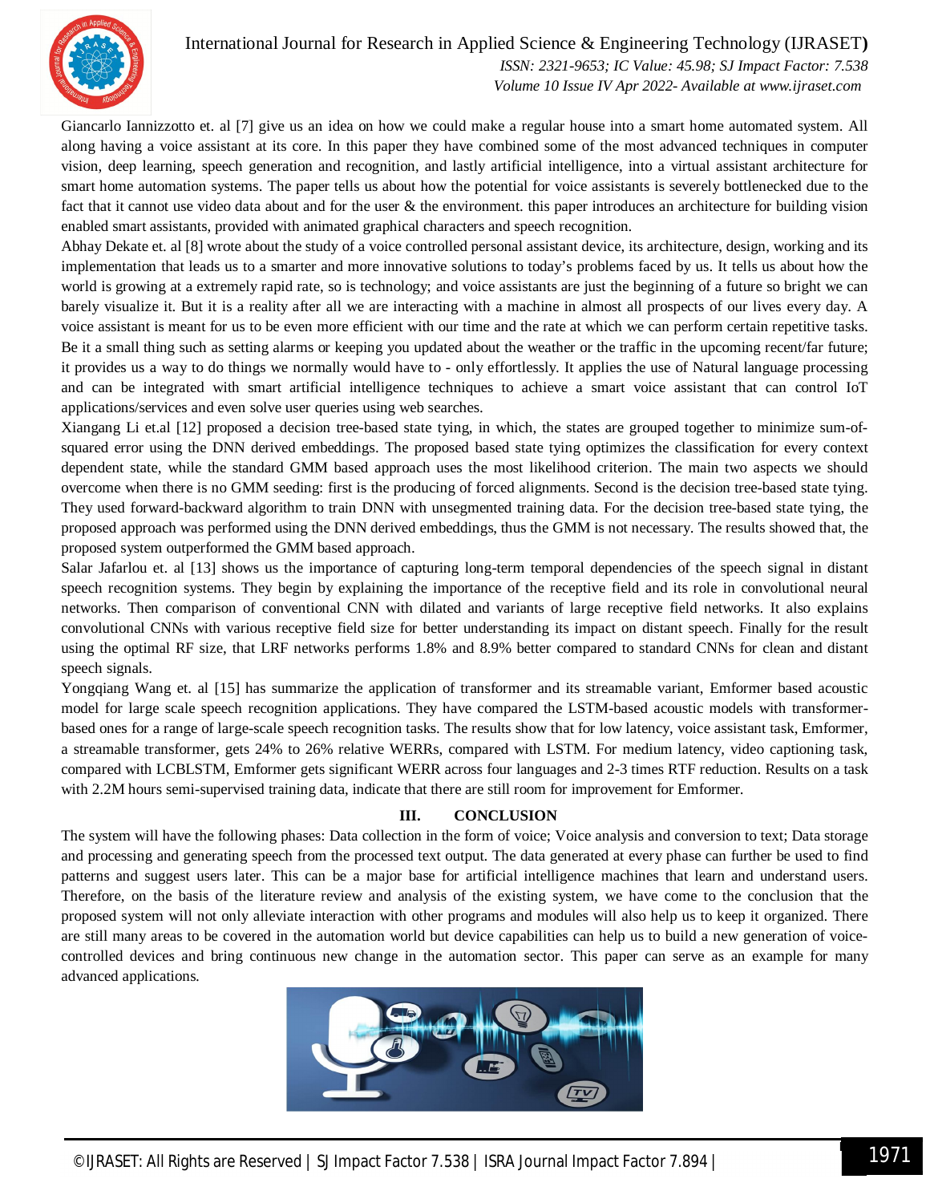Giancarlo Iannizzotto et. al [7] give us an idea on how we could make a regular house into a smart home automated system. All along having a voice assistant at its core. In this paper they have combined some of the most advanced techniques in computer vision, deep learning, speech generation and recognition, and lastly artificial intelligence, into a virtual assistant architecture for smart home automation systems. The paper tells us about how the potential for voice assistants is severely bottlenecked due to the fact that it cannot use video data about and for the user & the environment. this paper introduces an architecture for building vision enabled smart assistants, provided with animated graphical characters and speech recognition.

Abhay Dekate et. al [8] wrote about the study of a voice controlled personal assistant device, its architecture, design, working and its implementation that leads us to a smarter and more innovative solutions to today's problems faced by us. It tells us about how the world is growing at a extremely rapid rate, so is technology; and voice assistants are just the beginning of a future so bright we can barely visualize it. But it is a reality after all we are interacting with a machine in almost all prospects of our lives every day. A voice assistant is meant for us to be even more efficient with our time and the rate at which we can perform certain repetitive tasks. Be it a small thing such as setting alarms or keeping you updated about the weather or the traffic in the upcoming recent/far future; it provides us a way to do things we normally would have to - only effortlessly. It applies the use of Natural language processing and can be integrated with smart artificial intelligence techniques to achieve a smart voice assistant that can control IoT applications/services and even solve user queries using web searches.

Xiangang Li et.al [12] proposed a decision tree-based state tying, in which, the states are grouped together to minimize sum-of-squared error using the DNN derived embeddings. The proposed based state tying optimizes the classification for every context dependent state, while the standard GMM based approach uses the most likelihood criterion. The main two aspects we should overcome when there is no GMM seeding: first is the producing of forced alignments. Second is the decision tree-based state tying. They used forward-backward algorithm to train DNN with unsegmented training data. For the decision tree-based state tying, the proposed approach was performed using the DNN derived embeddings, thus the GMM is not necessary. The results showed that, the proposed system outperformed the GMM based approach.

Salar Jafarlou et. al [13] shows us the importance of capturing long-term temporal dependencies of the speech signal in distant speech recognition systems. They begin by explaining the importance of the receptive field and its role in convolutional neural networks. Then comparison of conventional CNN with dilated and variants of large receptive field networks. It also explains convolutional CNNs with various receptive field size for better understanding its impact on distant speech. Finally for the result using the optimal RF size, that LRF networks performs 1.8% and 8.9% better compared to standard CNNs for clean and distant speech signals.

Yongqiang Wang et. al [15] has summarize the application of transformer and its streamable variant, Emformer based acoustic model for large scale speech recognition applications. They have compared the LSTM-based acoustic models with transformer-based ones for a range of large-scale speech recognition tasks. The results show that for low latency, voice assistant task, Emformer, a streamable transformer, gets 24% to 26% relative WERRs, compared with LSTM. For medium latency, video captioning task, compared with LCBLSTM, Emformer gets significant WERR across four languages and 2-3 times RTF reduction. Results on a task with 2.2M hours semi-supervised training data, indicate that there are still room for improvement for Emformer.

## III. CONCLUSION

The system will have the following phases: Data collection in the form of voice; Voice analysis and conversion to text; Data storage and processing and generating speech from the processed text output. The data generated at every phase can further be used to find patterns and suggest users later. This can be a major base for artificial intelligence machines that learn and understand users. Therefore, on the basis of the literature review and analysis of the existing system, we have come to the conclusion that the proposed system will not only alleviate interaction with other programs and modules will also help us to keep it organized. There are still many areas to be covered in the automation world but device capabilities can help us to build a new generation of voice-controlled devices and bring continuous new change in the automation sector. This paper can serve as an example for many advanced applications.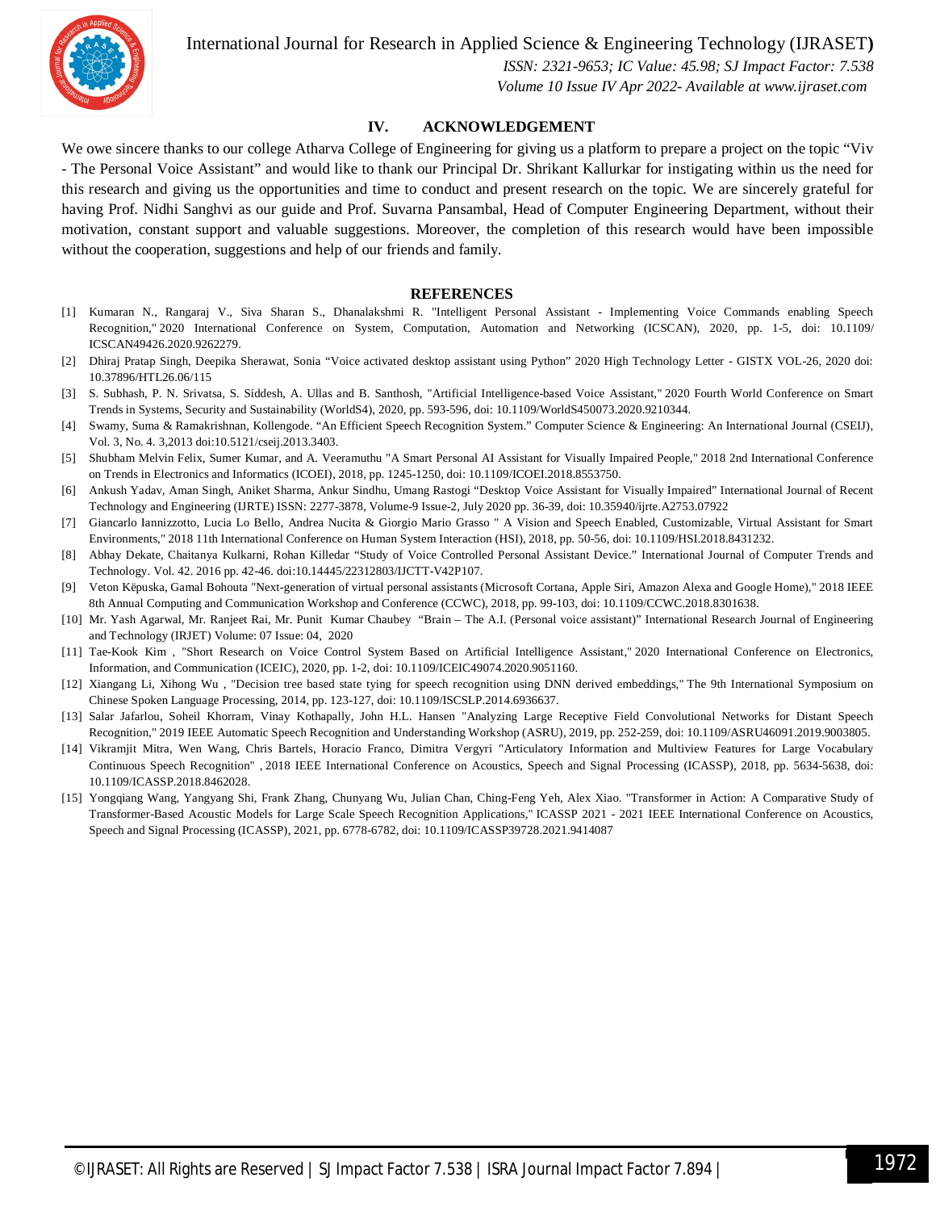## IV. ACKNOWLEDGEMENT

We owe sincere thanks to our college Atharva College of Engineering for giving us a platform to prepare a project on the topic "Viv - The Personal Voice Assistant" and would like to thank our Principal Dr. Shrikant Kallurkar for instigating within us the need for this research and giving us the opportunities and time to conduct and present research on the topic. We are sincerely grateful for having Prof. Nidhi Sanghvi as our guide and Prof. Suvarna Pansambal, Head of Computer Engineering Department, without their motivation, constant support and valuable suggestions. Moreover, the completion of this research would have been impossible without the cooperation, suggestions and help of our friends and family.

## REFERENCES

[1] Kumaran N., Rangaraj V., Siva Sharan S., Dhanalakshmi R. "Intelligent Personal Assistant - Implementing Voice Commands enabling Speech Recognition," 2020 International Conference on System, Computation, Automation and Networking (ICSCAN), 2020, pp. 1-5, doi: 10.1109/ ICSCAN49426.2020.9262279.

[2] Dhiraj Pratap Singh, Deepika Sherawat, Sonia "Voice activated desktop assistant using Python" 2020 High Technology Letter - GISTX VOL-26, 2020 doi: 10.37896/HTL26.06/115

[3] S. Subhash, P. N. Srivatsa, S. Siddesh, A. Ullas and B. Santhosh, "Artificial Intelligence-based Voice Assistant," 2020 Fourth World Conference on Smart Trends in Systems, Security and Sustainability (WorldS4), 2020, pp. 593-596, doi: 10.1109/WorldS450073.2020.9210344.

[4] Swamy, Suma & Ramakrishnan, Kollengode. "An Efficient Speech Recognition System." Computer Science & Engineering: An International Journal (CSEIJ), Vol. 3, No. 4. 3,2013 doi:10.5121/cseij.2013.3403.

[5] Shubham Melvin Felix, Sumer Kumar, and A. Veeramuthu "A Smart Personal AI Assistant for Visually Impaired People," 2018 2nd International Conference on Trends in Electronics and Informatics (ICOEI), 2018, pp. 1245-1250, doi: 10.1109/ICOEI.2018.8553750.

[6] Ankush Yadav, Aman Singh, Aniket Sharma, Ankur Sindhu, Umang Rastogi "Desktop Voice Assistant for Visually Impaired" International Journal of Recent Technology and Engineering (IJRTE) ISSN: 2277-3878, Volume-9 Issue-2, July 2020 pp. 36-39, doi: 10.35940/ijrte.A2753.07922

[7] Giancarlo Iannizzotto, Lucia Lo Bello, Andrea Nucita & Giorgio Mario Grasso " A Vision and Speech Enabled, Customizable, Virtual Assistant for Smart Environments," 2018 11th International Conference on Human System Interaction (HSI), 2018, pp. 50-56, doi: 10.1109/HSI.2018.8431232.

[8] Abhay Dekate, Chaitanya Kulkarni, Rohan Killedar "Study of Voice Controlled Personal Assistant Device." International Journal of Computer Trends and Technology. Vol. 42. 2016 pp. 42-46. doi:10.14445/22312803/IJCTT-V42P107.

[9] Veton Këpuska, Gamal Bohouta "Next-generation of virtual personal assistants (Microsoft Cortana, Apple Siri, Amazon Alexa and Google Home)," 2018 IEEE 8th Annual Computing and Communication Workshop and Conference (CCWC), 2018, pp. 99-103, doi: 10.1109/CCWC.2018.8301638.

[10] Mr. Yash Agarwal, Mr. Ranjeet Rai, Mr. Punit Kumar Chaubey "Brain – The A.I. (Personal voice assistant)" International Research Journal of Engineering and Technology (IRJET) Volume: 07 Issue: 04, 2020

[11] Tae-Kook Kim , "Short Research on Voice Control System Based on Artificial Intelligence Assistant," 2020 International Conference on Electronics, Information, and Communication (ICEIC), 2020, pp. 1-2, doi: 10.1109/ICEIC49074.2020.9051160.

[12] Xiangang Li, Xihong Wu , "Decision tree based state tying for speech recognition using DNN derived embeddings," The 9th International Symposium on Chinese Spoken Language Processing, 2014, pp. 123-127, doi: 10.1109/ISCSLP.2014.6936637.

[13] Salar Jafarlou, Soheil Khorram, Vinay Kothapally, John H.L. Hansen "Analyzing Large Receptive Field Convolutional Networks for Distant Speech Recognition," 2019 IEEE Automatic Speech Recognition and Understanding Workshop (ASRU), 2019, pp. 252-259, doi: 10.1109/ASRU46091.2019.9003805.

[14] Vikramjit Mitra, Wen Wang, Chris Bartels, Horacio Franco, Dimitra Vergyri "Articulatory Information and Multiview Features for Large Vocabulary Continuous Speech Recognition" , 2018 IEEE International Conference on Acoustics, Speech and Signal Processing (ICASSP), 2018, pp. 5634-5638, doi: 10.1109/ICASSP.2018.8462028.

[15] Yongqiang Wang, Yangyang Shi, Frank Zhang, Chunyang Wu, Julian Chan, Ching-Feng Yeh, Alex Xiao. "Transformer in Action: A Comparative Study of Transformer-Based Acoustic Models for Large Scale Speech Recognition Applications," ICASSP 2021 - 2021 IEEE International Conference on Acoustics, Speech and Signal Processing (ICASSP), 2021, pp. 6778-6782, doi: 10.1109/ICASSP39728.2021.9414087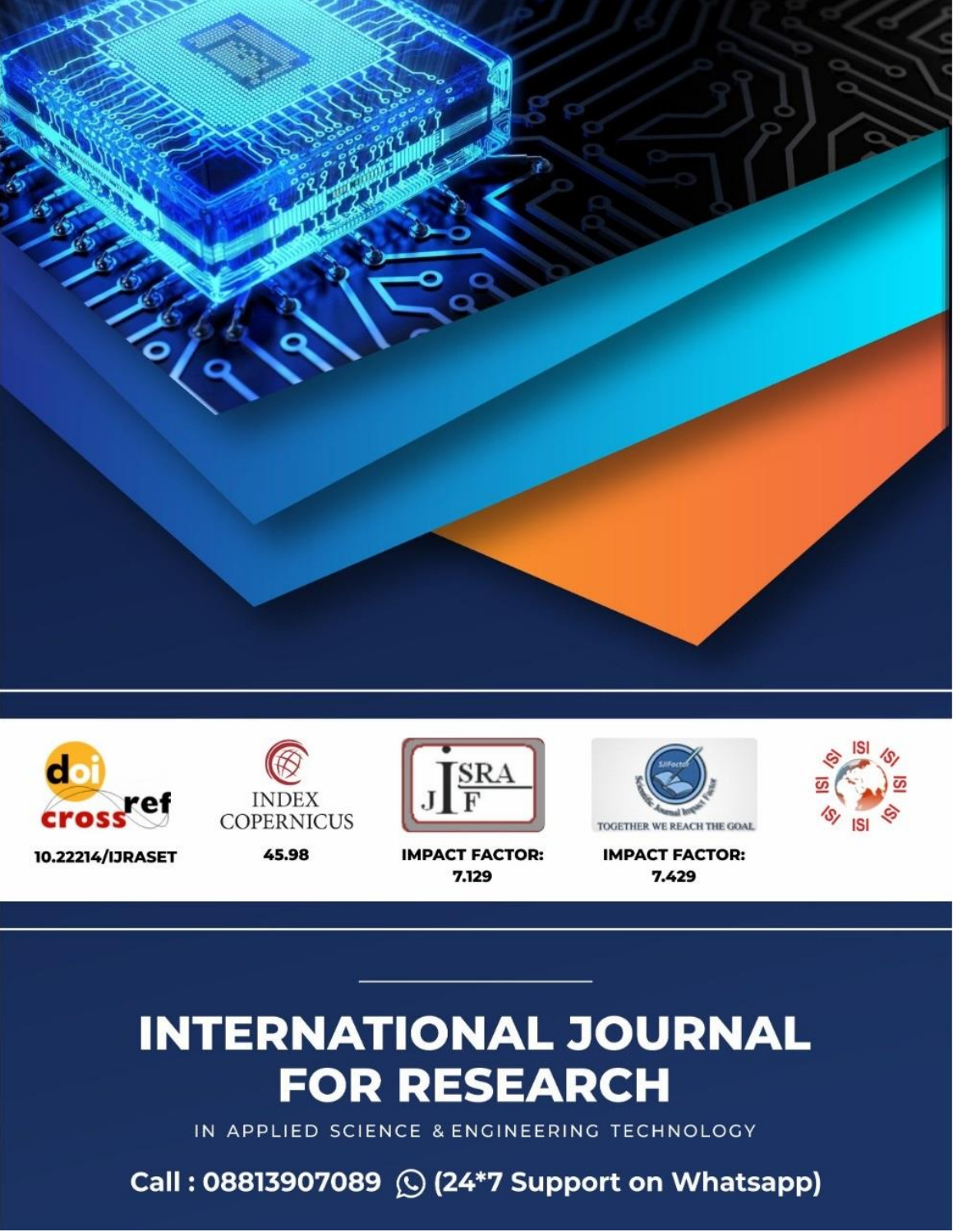10.22214/IJRASET

INDEX COPERNICUS

45.98

IMPACT FACTOR: 7.129

IMPACT FACTOR: 7.429

# INTERNATIONAL JOURNAL FOR RESEARCH

IN APPLIED SCIENCE & ENGINEERING TECHNOLOGY

Call : 08813907089 (24*7 Support on Whatsapp)